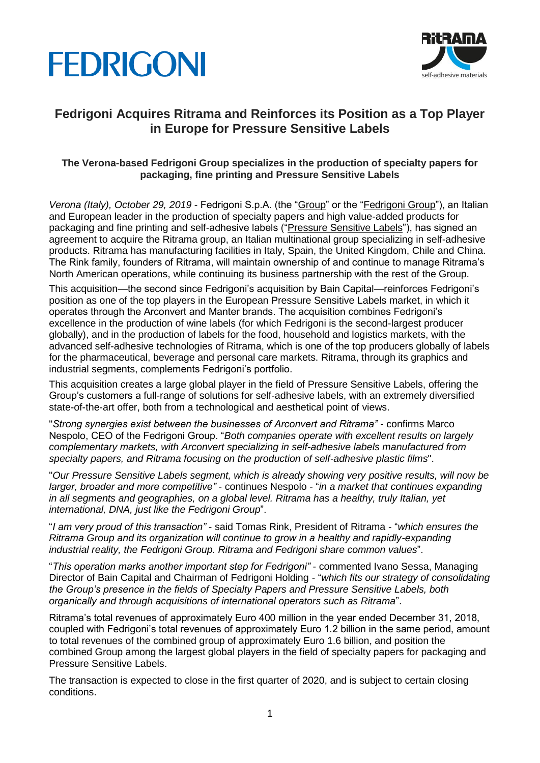FEDRIGONI

RITRAMA self-adhesive materials

# Fedrigoni Acquires Ritrama and Reinforces its Position as a Top Player in Europe for Pressure Sensitive Labels

**The Verona-based Fedrigoni Group specializes in the production of specialty papers for packaging, fine printing and Pressure Sensitive Labels**

*Verona (Italy), October 29, 2019* - Fedrigoni S.p.A. (the "Group" or the "Fedrigoni Group"), an Italian and European leader in the production of specialty papers and high value-added products for packaging and fine printing and self-adhesive labels ("Pressure Sensitive Labels"), has signed an agreement to acquire the Ritrama group, an Italian multinational group specializing in self-adhesive products. Ritrama has manufacturing facilities in Italy, Spain, the United Kingdom, Chile and China. The Rink family, founders of Ritrama, will maintain ownership of and continue to manage Ritrama's North American operations, while continuing its business partnership with the rest of the Group.

This acquisition—the second since Fedrigoni's acquisition by Bain Capital—reinforces Fedrigoni's position as one of the top players in the European Pressure Sensitive Labels market, in which it operates through the Arconvert and Manter brands. The acquisition combines Fedrigoni's excellence in the production of wine labels (for which Fedrigoni is the second-largest producer globally), and in the production of labels for the food, household and logistics markets, with the advanced self-adhesive technologies of Ritrama, which is one of the top producers globally of labels for the pharmaceutical, beverage and personal care markets. Ritrama, through its graphics and industrial segments, complements Fedrigoni's portfolio.

This acquisition creates a large global player in the field of Pressure Sensitive Labels, offering the Group's customers a full-range of solutions for self-adhesive labels, with an extremely diversified state-of-the-art offer, both from a technological and aesthetical point of views.

"*Strong synergies exist between the businesses of Arconvert and Ritrama"* - confirms Marco Nespolo, CEO of the Fedrigoni Group. "*Both companies operate with excellent results on largely complementary markets, with Arconvert specializing in self-adhesive labels manufactured from specialty papers, and Ritrama focusing on the production of self-adhesive plastic films*".

"*Our Pressure Sensitive Labels segment, which is already showing very positive results, will now be larger, broader and more competitive"* - continues Nespolo - "*in a market that continues expanding in all segments and geographies, on a global level. Ritrama has a healthy, truly Italian, yet international, DNA, just like the Fedrigoni Group*".

"*I am very proud of this transaction"* - said Tomas Rink, President of Ritrama - "*which ensures the Ritrama Group and its organization will continue to grow in a healthy and rapidly-expanding industrial reality, the Fedrigoni Group. Ritrama and Fedrigoni share common values*".

"*This operation marks another important step for Fedrigoni"* - commented Ivano Sessa, Managing Director of Bain Capital and Chairman of Fedrigoni Holding - "*which fits our strategy of consolidating the Group's presence in the fields of Specialty Papers and Pressure Sensitive Labels, both organically and through acquisitions of international operators such as Ritrama*".

Ritrama's total revenues of approximately Euro 400 million in the year ended December 31, 2018, coupled with Fedrigoni's total revenues of approximately Euro 1.2 billion in the same period, amount to total revenues of the combined group of approximately Euro 1.6 billion, and position the combined Group among the largest global players in the field of specialty papers for packaging and Pressure Sensitive Labels.

The transaction is expected to close in the first quarter of 2020, and is subject to certain closing conditions.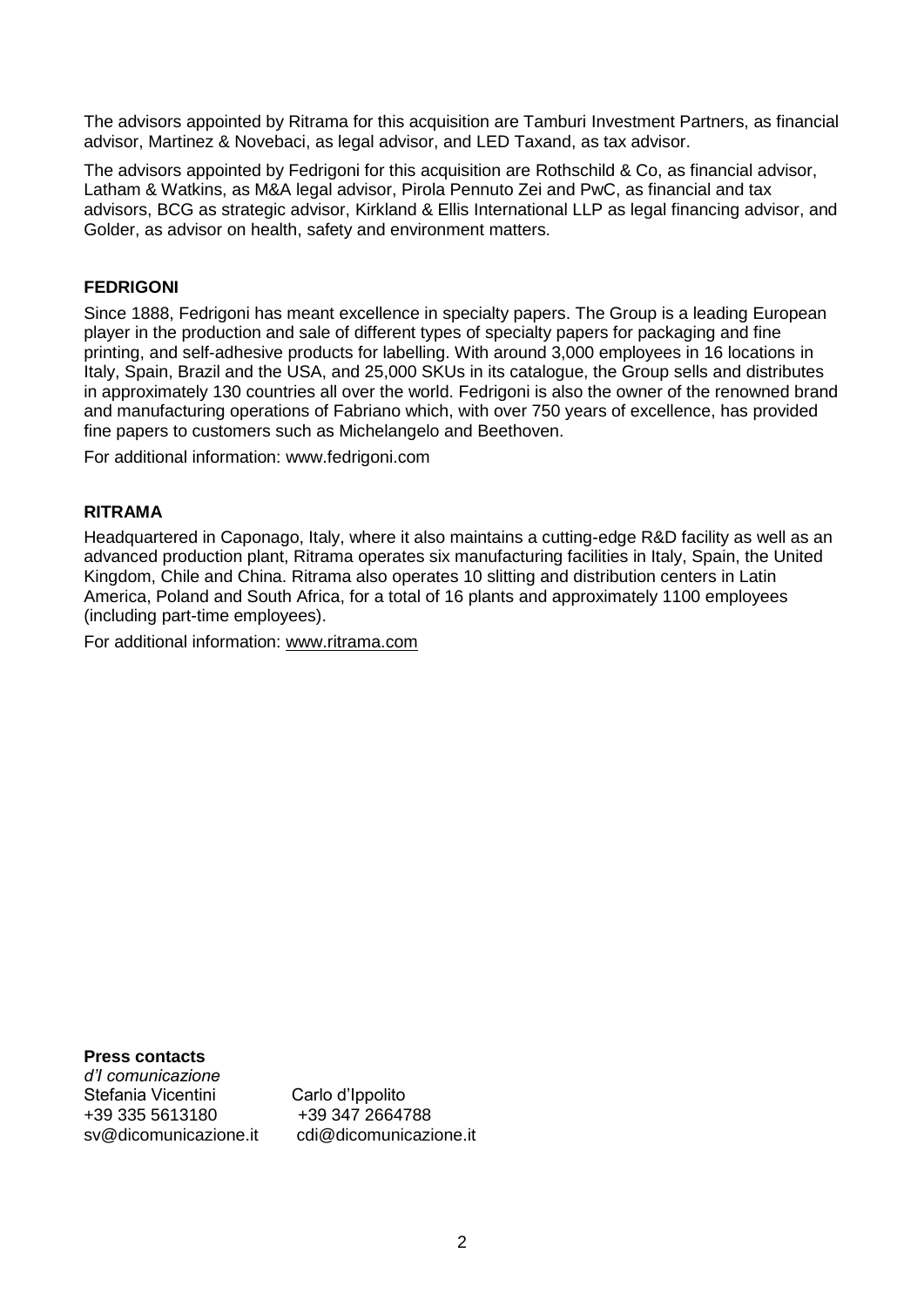The advisors appointed by Ritrama for this acquisition are Tamburi Investment Partners, as financial advisor, Martinez & Novebaci, as legal advisor, and LED Taxand, as tax advisor.

The advisors appointed by Fedrigoni for this acquisition are Rothschild & Co, as financial advisor, Latham & Watkins, as M&A legal advisor, Pirola Pennuto Zei and PwC, as financial and tax advisors, BCG as strategic advisor, Kirkland & Ellis International LLP as legal financing advisor, and Golder, as advisor on health, safety and environment matters.

**FEDRIGONI**

Since 1888, Fedrigoni has meant excellence in specialty papers. The Group is a leading European player in the production and sale of different types of specialty papers for packaging and fine printing, and self-adhesive products for labelling. With around 3,000 employees in 16 locations in Italy, Spain, Brazil and the USA, and 25,000 SKUs in its catalogue, the Group sells and distributes in approximately 130 countries all over the world. Fedrigoni is also the owner of the renowned brand and manufacturing operations of Fabriano which, with over 750 years of excellence, has provided fine papers to customers such as Michelangelo and Beethoven.

For additional information: www.fedrigoni.com

**RITRAMA**

Headquartered in Caponago, Italy, where it also maintains a cutting-edge R&D facility as well as an advanced production plant, Ritrama operates six manufacturing facilities in Italy, Spain, the United Kingdom, Chile and China. Ritrama also operates 10 slitting and distribution centers in Latin America, Poland and South Africa, for a total of 16 plants and approximately 1100 employees (including part-time employees).

For additional information: www.ritrama.com

**Press contacts**
*d'I comunicazione*

| | |
|---|---|
| Stefania Vicentini | Carlo d'Ippolito |
| +39 335 5613180 | +39 347 2664788 |
| sv@dicomunicazione.it | cdi@dicomunicazione.it |